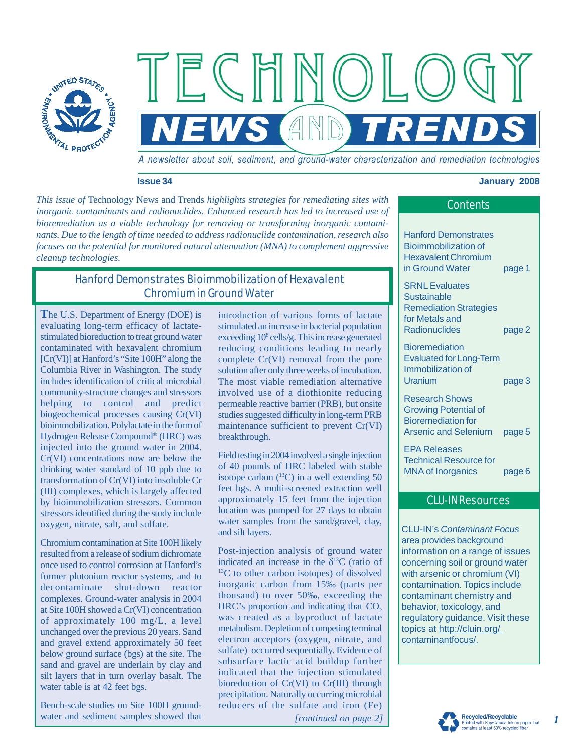# Technology News and Trends

*A newsletter about soil, sediment, and ground-water characterization and remediation technologies*

**Issue 34** **January 2008**

*This issue of* Technology News and Trends *highlights strategies for remediating sites with inorganic contaminants and radionuclides. Enhanced research has led to increased use of bioremediation as a viable technology for removing or transforming inorganic contaminants. Due to the length of time needed to address radionuclide contamination, research also focuses on the potential for monitored natural attenuation (MNA) to complement aggressive cleanup technologies.*

## Contents

- Hanford Demonstrates Bioimmobilization of Hexavalent Chromium in Ground Water — page 1
- SRNL Evaluates Sustainable Remediation Strategies for Metals and Radionuclides — page 2
- Bioremediation Evaluated for Long-Term Immobilization of Uranium — page 3
- Research Shows Growing Potential of Bioremediation for Arsenic and Selenium — page 5
- EPA Releases Technical Resource for MNA of Inorganics — page 6

## Hanford Demonstrates Bioimmobilization of Hexavalent Chromium in Ground Water

The U.S. Department of Energy (DOE) is evaluating long-term efficacy of lactate-stimulated bioreduction to treat ground water contaminated with hexavalent chromium [Cr(VI)] at Hanford's "Site 100H" along the Columbia River in Washington. The study includes identification of critical microbial community-structure changes and stressors helping to control and predict biogeochemical processes causing Cr(VI) bioimmobilization. Polylactate in the form of Hydrogen Release Compound® (HRC) was injected into the ground water in 2004. Cr(VI) concentrations now are below the drinking water standard of 10 ppb due to transformation of Cr(VI) into insoluble Cr (III) complexes, which is largely affected by bioimmobilization stressors. Common stressors identified during the study include oxygen, nitrate, salt, and sulfate.

Chromium contamination at Site 100H likely resulted from a release of sodium dichromate once used to control corrosion at Hanford's former plutonium reactor systems, and to decontaminate shut-down reactor complexes. Ground-water analysis in 2004 at Site 100H showed a Cr(VI) concentration of approximately 100 mg/L, a level unchanged over the previous 20 years. Sand and gravel extend approximately 50 feet below ground surface (bgs) at the site. The sand and gravel are underlain by clay and silt layers that in turn overlay basalt. The water table is at 42 feet bgs.

Bench-scale studies on Site 100H ground-water and sediment samples showed that introduction of various forms of lactate stimulated an increase in bacterial population exceeding $10^8$ cells/g. This increase generated reducing conditions leading to nearly complete Cr(VI) removal from the pore solution after only three weeks of incubation. The most viable remediation alternative involved use of a diothionite reducing permeable reactive barrier (PRB), but onsite studies suggested difficulty in long-term PRB maintenance sufficient to prevent Cr(VI) breakthrough.

Field testing in 2004 involved a single injection of 40 pounds of HRC labeled with stable isotope carbon ($^{13}C$) in a well extending 50 feet bgs. A multi-screened extraction well approximately 15 feet from the injection location was pumped for 27 days to obtain water samples from the sand/gravel, clay, and silt layers.

Post-injection analysis of ground water indicated an increase in the $\delta^{13}C$ (ratio of $^{13}C$ to other carbon isotopes) of dissolved inorganic carbon from 15‰ (parts per thousand) to over 50‰, exceeding the HRC's proportion and indicating that $CO_2$ was created as a byproduct of lactate metabolism. Depletion of competing terminal electron acceptors (oxygen, nitrate, and sulfate) occurred sequentially. Evidence of subsurface lactic acid buildup further indicated that the injection stimulated bioreduction of Cr(VI) to Cr(III) through precipitation. Naturally occurring microbial reducers of the sulfate and iron (Fe)

*[continued on page 2]*

## CLU-IN Resources

CLU-IN's *Contaminant Focus* area provides background information on a range of issues concerning soil or ground water with arsenic or chromium (VI) contamination. Topics include contaminant chemistry and behavior, toxicology, and regulatory guidance. Visit these topics at http://cluin.org/contaminantfocus/.

Recycled/Recyclable — Printed with Soy/Canola ink on paper that contains at least 50% recycled fiber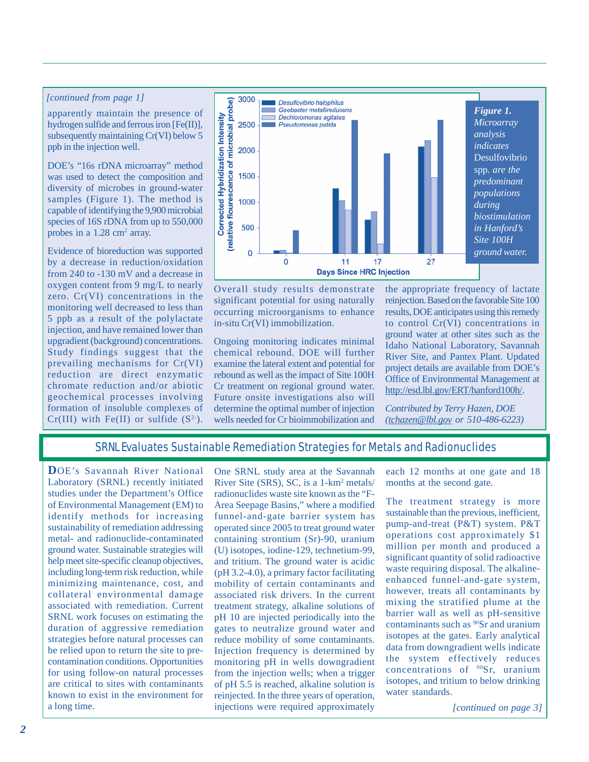*[continued from page 1]*

apparently maintain the presence of hydrogen sulfide and ferrous iron [Fe(II)], subsequently maintaining Cr(VI) below 5 ppb in the injection well.

DOE's "16s rDNA microarray" method was used to detect the composition and diversity of microbes in ground-water samples (Figure 1). The method is capable of identifying the 9,900 microbial species of 16S rDNA from up to 550,000 probes in a 1.28 $cm^2$ array.

Evidence of bioreduction was supported by a decrease in reduction/oxidation from 240 to -130 mV and a decrease in oxygen content from 9 mg/L to nearly zero. Cr(VI) concentrations in the monitoring well decreased to less than 5 ppb as a result of the polylactate injection, and have remained lower than upgradient (background) concentrations. Study findings suggest that the prevailing mechanisms for Cr(VI) reduction are direct enzymatic chromate reduction and/or abiotic geochemical processes involving formation of insoluble complexes of Cr(III) with Fe(II) or sulfide ($S^{2-}$).

**Figure 1.** *Microarray analysis indicates* Desulfovibrio spp. *are the predominant populations during biostimulation in Hanford's Site 100H ground water.*

Overall study results demonstrate significant potential for using naturally occurring microorganisms to enhance in-situ Cr(VI) immobilization.

Ongoing monitoring indicates minimal chemical rebound. DOE will further examine the lateral extent and potential for rebound as well as the impact of Site 100H Cr treatment on regional ground water. Future onsite investigations also will determine the optimal number of injection wells needed for Cr bioimmobilization and the appropriate frequency of lactate reinjection. Based on the favorable Site 100 results, DOE anticipates using this remedy to control Cr(VI) concentrations in ground water at other sites such as the Idaho National Laboratory, Savannah River Site, and Pantex Plant. Updated project details are available from DOE's Office of Environmental Management at http://esd.lbl.gov/ERT/hanford100h/.

*Contributed by Terry Hazen, DOE (tchazen@lbl.gov or 510-486-6223)*

## SRNL Evaluates Sustainable Remediation Strategies for Metals and Radionuclides

**D**OE's Savannah River National Laboratory (SRNL) recently initiated studies under the Department's Office of Environmental Management (EM) to identify methods for increasing sustainability of remediation addressing metal- and radionuclide-contaminated ground water. Sustainable strategies will help meet site-specific cleanup objectives, including long-term risk reduction, while minimizing maintenance, cost, and collateral environmental damage associated with remediation. Current SRNL work focuses on estimating the duration of aggressive remediation strategies before natural processes can be relied upon to return the site to pre-contamination conditions. Opportunities for using follow-on natural processes are critical to sites with contaminants known to exist in the environment for a long time.

One SRNL study area at the Savannah River Site (SRS), SC, is a 1-$km^2$ metals/radionuclides waste site known as the "F-Area Seepage Basins," where a modified funnel-and-gate barrier system has operated since 2005 to treat ground water containing strontium (Sr)-90, uranium (U) isotopes, iodine-129, technetium-99, and tritium. The ground water is acidic (pH 3.2-4.0), a primary factor facilitating mobility of certain contaminants and associated risk drivers. In the current treatment strategy, alkaline solutions of pH 10 are injected periodically into the gates to neutralize ground water and reduce mobility of some contaminants. Injection frequency is determined by monitoring pH in wells downgradient from the injection wells; when a trigger of pH 5.5 is reached, alkaline solution is reinjected. In the three years of operation, injections were required approximately each 12 months at one gate and 18 months at the second gate.

The treatment strategy is more sustainable than the previous, inefficient, pump-and-treat (P&T) system. P&T operations cost approximately $1 million per month and produced a significant quantity of solid radioactive waste requiring disposal. The alkaline-enhanced funnel-and-gate system, however, treats all contaminants by mixing the stratified plume at the barrier wall as well as pH-sensitive contaminants such as $^{90}$Sr and uranium isotopes at the gates. Early analytical data from downgradient wells indicate the system effectively reduces concentrations of $^{90}$Sr, uranium isotopes, and tritium to below drinking water standards.

*[continued on page 3]*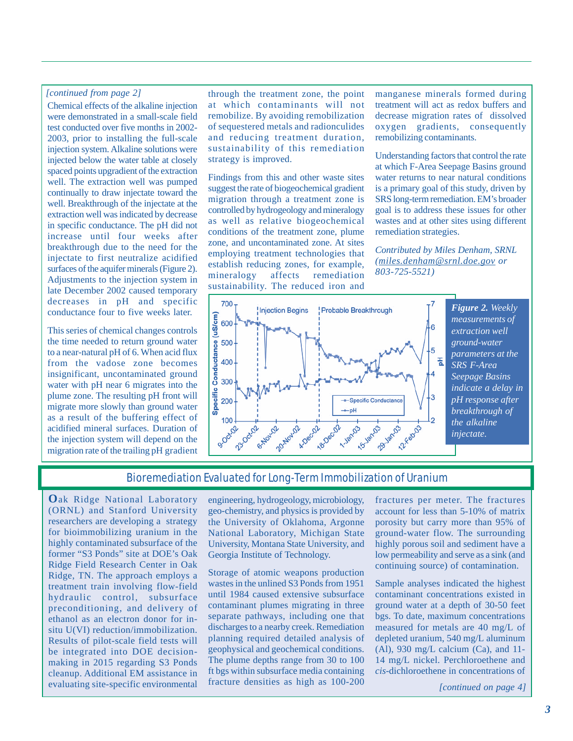*[continued from page 2]*

Chemical effects of the alkaline injection were demonstrated in a small-scale field test conducted over five months in 2002-2003, prior to installing the full-scale injection system. Alkaline solutions were injected below the water table at closely spaced points upgradient of the extraction well. The extraction well was pumped continually to draw injectate toward the well. Breakthrough of the injectate at the extraction well was indicated by decrease in specific conductance. The pH did not increase until four weeks after breakthrough due to the need for the injectate to first neutralize acidified surfaces of the aquifer minerals (Figure 2). Adjustments to the injection system in late December 2002 caused temporary decreases in pH and specific conductance four to five weeks later.

This series of chemical changes controls the time needed to return ground water to a near-natural pH of 6. When acid flux from the vadose zone becomes insignificant, uncontaminated ground water with pH near 6 migrates into the plume zone. The resulting pH front will migrate more slowly than ground water as a result of the buffering effect of acidified mineral surfaces. Duration of the injection system will depend on the migration rate of the trailing pH gradient through the treatment zone, the point at which contaminants will not remobilize. By avoiding remobilization of sequestered metals and radionuclides and reducing treatment duration, sustainability of this remediation strategy is improved.

Findings from this and other waste sites suggest the rate of biogeochemical gradient migration through a treatment zone is controlled by hydrogeology and mineralogy as well as relative biogeochemical conditions of the treatment zone, plume zone, and uncontaminated zone. At sites employing treatment technologies that establish reducing zones, for example, mineralogy affects remediation sustainability. The reduced iron and manganese minerals formed during treatment will act as redox buffers and decrease migration rates of dissolved oxygen gradients, consequently remobilizing contaminants.

Understanding factors that control the rate at which F-Area Seepage Basins ground water returns to near natural conditions is a primary goal of this study, driven by SRS long-term remediation. EM's broader goal is to address these issues for other wastes and at other sites using different remediation strategies.

*Contributed by Miles Denham, SRNL (miles.denham@srnl.doe.gov or 803-725-5521)*

***Figure 2.*** *Weekly measurements of extraction well ground-water parameters at the SRS F-Area Seepage Basins indicate a delay in pH response after breakthrough of the alkaline injectate.*

## Bioremediation Evaluated for Long-Term Immobilization of Uranium

**O**ak Ridge National Laboratory (ORNL) and Stanford University researchers are developing a strategy for bioimmobilizing uranium in the highly contaminated subsurface of the former "S3 Ponds" site at DOE's Oak Ridge Field Research Center in Oak Ridge, TN. The approach employs a treatment train involving flow-field hydraulic control, subsurface preconditioning, and delivery of ethanol as an electron donor for in-situ U(VI) reduction/immobilization. Results of pilot-scale field tests will be integrated into DOE decision-making in 2015 regarding S3 Ponds cleanup. Additional EM assistance in evaluating site-specific environmental engineering, hydrogeology, microbiology, geo-chemistry, and physics is provided by the University of Oklahoma, Argonne National Laboratory, Michigan State University, Montana State University, and Georgia Institute of Technology.

Storage of atomic weapons production wastes in the unlined S3 Ponds from 1951 until 1984 caused extensive subsurface contaminant plumes migrating in three separate pathways, including one that discharges to a nearby creek. Remediation planning required detailed analysis of geophysical and geochemical conditions. The plume depths range from 30 to 100 ft bgs within subsurface media containing fracture densities as high as 100-200 fractures per meter. The fractures account for less than 5-10% of matrix porosity but carry more than 95% of ground-water flow. The surrounding highly porous soil and sediment have a low permeability and serve as a sink (and continuing source) of contamination.

Sample analyses indicated the highest contaminant concentrations existed in ground water at a depth of 30-50 feet bgs. To date, maximum concentrations measured for metals are 40 mg/L of depleted uranium, 540 mg/L aluminum (Al), 930 mg/L calcium (Ca), and 11-14 mg/L nickel. Perchloroethene and *cis*-dichloroethene in concentrations of

*[continued on page 4]*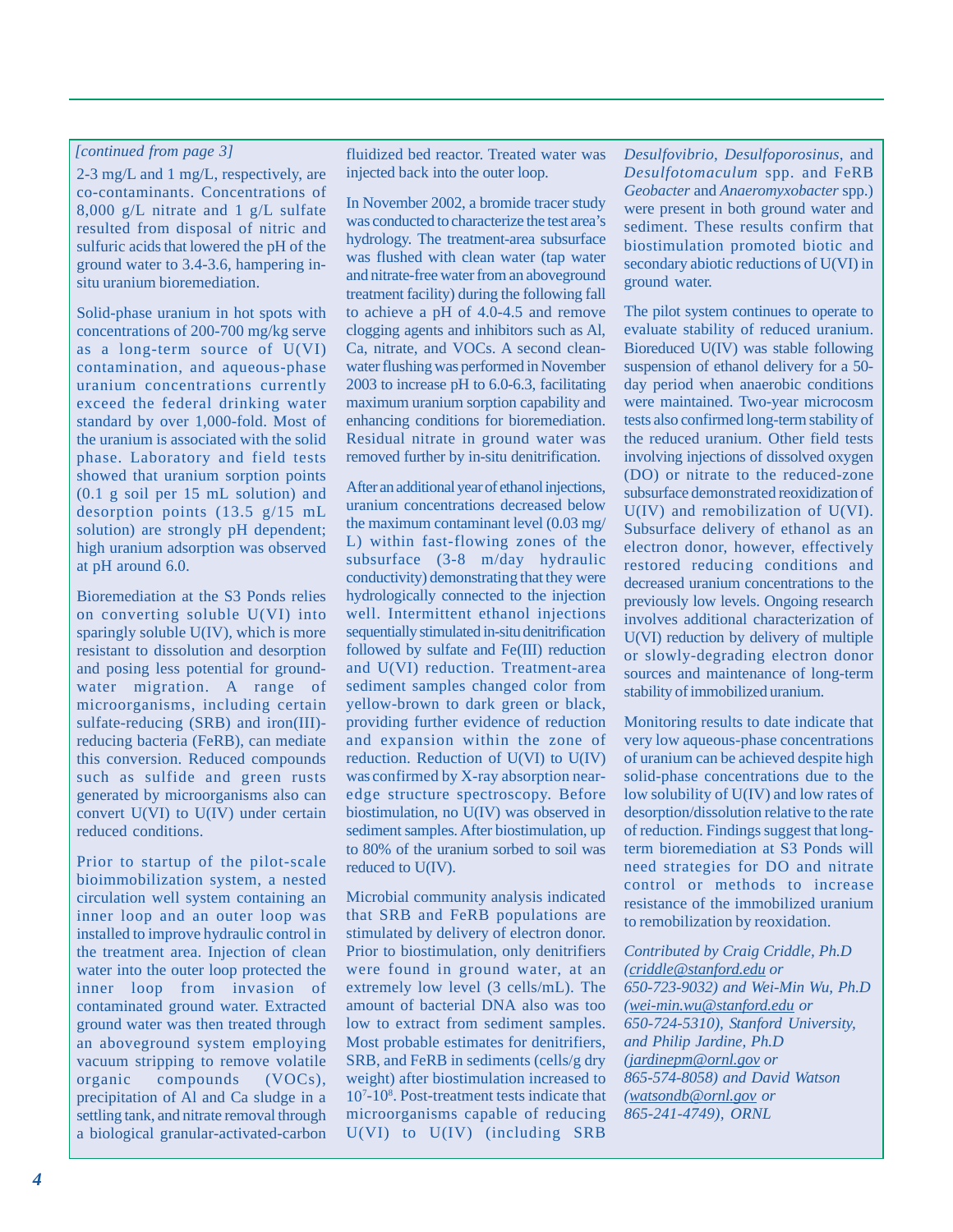*[continued from page 3]*

2-3 mg/L and 1 mg/L, respectively, are co-contaminants. Concentrations of 8,000 g/L nitrate and 1 g/L sulfate resulted from disposal of nitric and sulfuric acids that lowered the pH of the ground water to 3.4-3.6, hampering in-situ uranium bioremediation.

Solid-phase uranium in hot spots with concentrations of 200-700 mg/kg serve as a long-term source of U(VI) contamination, and aqueous-phase uranium concentrations currently exceed the federal drinking water standard by over 1,000-fold. Most of the uranium is associated with the solid phase. Laboratory and field tests showed that uranium sorption points (0.1 g soil per 15 mL solution) and desorption points (13.5 g/15 mL solution) are strongly pH dependent; high uranium adsorption was observed at pH around 6.0.

Bioremediation at the S3 Ponds relies on converting soluble U(VI) into sparingly soluble U(IV), which is more resistant to dissolution and desorption and posing less potential for ground-water migration. A range of microorganisms, including certain sulfate-reducing (SRB) and iron(III)-reducing bacteria (FeRB), can mediate this conversion. Reduced compounds such as sulfide and green rusts generated by microorganisms also can convert U(VI) to U(IV) under certain reduced conditions.

Prior to startup of the pilot-scale bioimmobilization system, a nested circulation well system containing an inner loop and an outer loop was installed to improve hydraulic control in the treatment area. Injection of clean water into the outer loop protected the inner loop from invasion of contaminated ground water. Extracted ground water was then treated through an aboveground system employing vacuum stripping to remove volatile organic compounds (VOCs), precipitation of Al and Ca sludge in a settling tank, and nitrate removal through a biological granular-activated-carbon fluidized bed reactor. Treated water was injected back into the outer loop.

In November 2002, a bromide tracer study was conducted to characterize the test area's hydrology. The treatment-area subsurface was flushed with clean water (tap water and nitrate-free water from an aboveground treatment facility) during the following fall to achieve a pH of 4.0-4.5 and remove clogging agents and inhibitors such as Al, Ca, nitrate, and VOCs. A second clean-water flushing was performed in November 2003 to increase pH to 6.0-6.3, facilitating maximum uranium sorption capability and enhancing conditions for bioremediation. Residual nitrate in ground water was removed further by in-situ denitrification.

After an additional year of ethanol injections, uranium concentrations decreased below the maximum contaminant level (0.03 mg/L) within fast-flowing zones of the subsurface (3-8 m/day hydraulic conductivity) demonstrating that they were hydrologically connected to the injection well. Intermittent ethanol injections sequentially stimulated in-situ denitrification followed by sulfate and Fe(III) reduction and U(VI) reduction. Treatment-area sediment samples changed color from yellow-brown to dark green or black, providing further evidence of reduction and expansion within the zone of reduction. Reduction of U(VI) to U(IV) was confirmed by X-ray absorption near-edge structure spectroscopy. Before biostimulation, no U(IV) was observed in sediment samples. After biostimulation, up to 80% of the uranium sorbed to soil was reduced to U(IV).

Microbial community analysis indicated that SRB and FeRB populations are stimulated by delivery of electron donor. Prior to biostimulation, only denitrifiers were found in ground water, at an extremely low level (3 cells/mL). The amount of bacterial DNA also was too low to extract from sediment samples. Most probable estimates for denitrifiers, SRB, and FeRB in sediments (cells/g dry weight) after biostimulation increased to $10^7$-$10^8$. Post-treatment tests indicate that microorganisms capable of reducing U(VI) to U(IV) (including SRB *Desulfovibrio*, *Desulfoporosinus*, and *Desulfotomaculum* spp. and FeRB *Geobacter* and *Anaeromyxobacter* spp.) were present in both ground water and sediment. These results confirm that biostimulation promoted biotic and secondary abiotic reductions of U(VI) in ground water.

The pilot system continues to operate to evaluate stability of reduced uranium. Bioreduced U(IV) was stable following suspension of ethanol delivery for a 50-day period when anaerobic conditions were maintained. Two-year microcosm tests also confirmed long-term stability of the reduced uranium. Other field tests involving injections of dissolved oxygen (DO) or nitrate to the reduced-zone subsurface demonstrated reoxidization of U(IV) and remobilization of U(VI). Subsurface delivery of ethanol as an electron donor, however, effectively restored reducing conditions and decreased uranium concentrations to the previously low levels. Ongoing research involves additional characterization of U(VI) reduction by delivery of multiple or slowly-degrading electron donor sources and maintenance of long-term stability of immobilized uranium.

Monitoring results to date indicate that very low aqueous-phase concentrations of uranium can be achieved despite high solid-phase concentrations due to the low solubility of U(IV) and low rates of desorption/dissolution relative to the rate of reduction. Findings suggest that long-term bioremediation at S3 Ponds will need strategies for DO and nitrate control or methods to increase resistance of the immobilized uranium to remobilization by reoxidation.

*Contributed by Craig Criddle, Ph.D (criddle@stanford.edu or 650-723-9032) and Wei-Min Wu, Ph.D (wei-min.wu@stanford.edu or 650-724-5310), Stanford University, and Philip Jardine, Ph.D (jardinepm@ornl.gov or 865-574-8058) and David Watson (watsondb@ornl.gov or 865-241-4749), ORNL*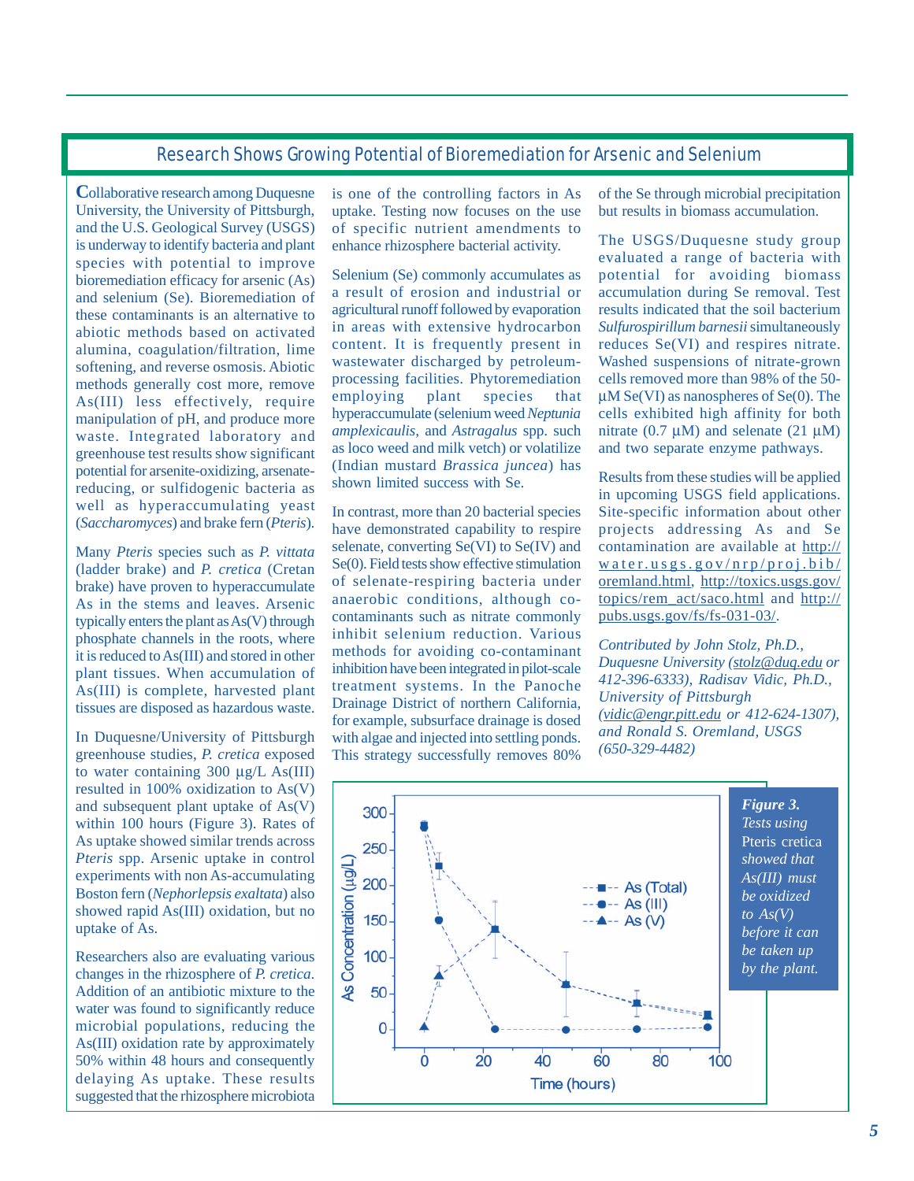## Research Shows Growing Potential of Bioremediation for Arsenic and Selenium

Collaborative research among Duquesne University, the University of Pittsburgh, and the U.S. Geological Survey (USGS) is underway to identify bacteria and plant species with potential to improve bioremediation efficacy for arsenic (As) and selenium (Se). Bioremediation of these contaminants is an alternative to abiotic methods based on activated alumina, coagulation/filtration, lime softening, and reverse osmosis. Abiotic methods generally cost more, remove As(III) less effectively, require manipulation of pH, and produce more waste. Integrated laboratory and greenhouse test results show significant potential for arsenite-oxidizing, arsenate-reducing, or sulfidogenic bacteria as well as hyperaccumulating yeast (*Saccharomyces*) and brake fern (*Pteris*).

Many *Pteris* species such as *P. vittata* (ladder brake) and *P. cretica* (Cretan brake) have proven to hyperaccumulate As in the stems and leaves. Arsenic typically enters the plant as As(V) through phosphate channels in the roots, where it is reduced to As(III) and stored in other plant tissues. When accumulation of As(III) is complete, harvested plant tissues are disposed as hazardous waste.

In Duquesne/University of Pittsburgh greenhouse studies, *P. cretica* exposed to water containing 300 µg/L As(III) resulted in 100% oxidization to As(V) and subsequent plant uptake of As(V) within 100 hours (Figure 3). Rates of As uptake showed similar trends across *Pteris* spp. Arsenic uptake in control experiments with non As-accumulating Boston fern (*Nephorlepsis exaltata*) also showed rapid As(III) oxidation, but no uptake of As.

Researchers also are evaluating various changes in the rhizosphere of *P. cretica*. Addition of an antibiotic mixture to the water was found to significantly reduce microbial populations, reducing the As(III) oxidation rate by approximately 50% within 48 hours and consequently delaying As uptake. These results suggested that the rhizosphere microbiota is one of the controlling factors in As uptake. Testing now focuses on the use of specific nutrient amendments to enhance rhizosphere bacterial activity.

Selenium (Se) commonly accumulates as a result of erosion and industrial or agricultural runoff followed by evaporation in areas with extensive hydrocarbon content. It is frequently present in wastewater discharged by petroleum-processing facilities. Phytoremediation employing plant species that hyperaccumulate (selenium weed *Neptunia amplexicaulis*, and *Astragalus* spp. such as loco weed and milk vetch) or volatilize (Indian mustard *Brassica juncea*) has shown limited success with Se.

In contrast, more than 20 bacterial species have demonstrated capability to respire selenate, converting Se(VI) to Se(IV) and Se(0). Field tests show effective stimulation of selenate-respiring bacteria under anaerobic conditions, although co-contaminants such as nitrate commonly inhibit selenium reduction. Various methods for avoiding co-contaminant inhibition have been integrated in pilot-scale treatment systems. In the Panoche Drainage District of northern California, for example, subsurface drainage is dosed with algae and injected into settling ponds. This strategy successfully removes 80% of the Se through microbial precipitation but results in biomass accumulation.

The USGS/Duquesne study group evaluated a range of bacteria with potential for avoiding biomass accumulation during Se removal. Test results indicated that the soil bacterium *Sulfurospirillum barnesii* simultaneously reduces Se(VI) and respires nitrate. Washed suspensions of nitrate-grown cells removed more than 98% of the 50-µM Se(VI) as nanospheres of Se(0). The cells exhibited high affinity for both nitrate (0.7 µM) and selenate (21 µM) and two separate enzyme pathways.

Results from these studies will be applied in upcoming USGS field applications. Site-specific information about other projects addressing As and Se contamination are available at http://water.usgs.gov/nrp/proj.bib/oremland.html, http://toxics.usgs.gov/topics/rem_act/saco.html and http://pubs.usgs.gov/fs/fs-031-03/.

*Contributed by John Stolz, Ph.D., Duquesne University (stolz@duq.edu or 412-396-6333), Radisav Vidic, Ph.D., University of Pittsburgh (vidic@engr.pitt.edu or 412-624-1307), and Ronald S. Oremland, USGS (650-329-4482)*

***Figure 3.*** *Tests using* Pteris cretica *showed that As(III) must be oxidized to As(V) before it can be taken up by the plant.*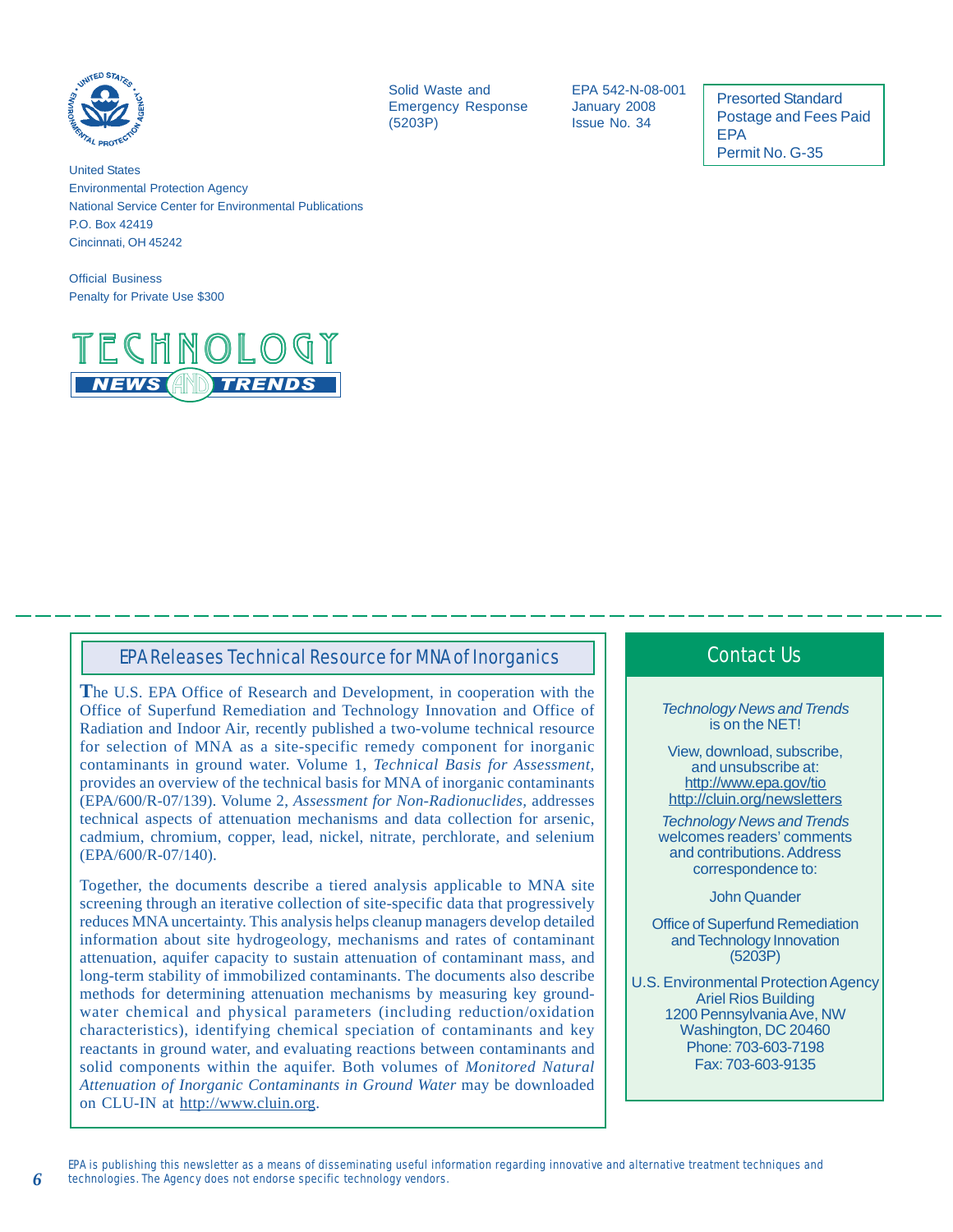Solid Waste and Emergency Response (5203P)

EPA 542-N-08-001
January 2008
Issue No. 34

Presorted Standard
Postage and Fees Paid
EPA
Permit No. G-35

United States
Environmental Protection Agency
National Service Center for Environmental Publications
P.O. Box 42419
Cincinnati, OH 45242

Official Business
Penalty for Private Use $300

# TECHNOLOGY NEWS AND TRENDS

## EPA Releases Technical Resource for MNA of Inorganics

The U.S. EPA Office of Research and Development, in cooperation with the Office of Superfund Remediation and Technology Innovation and Office of Radiation and Indoor Air, recently published a two-volume technical resource for selection of MNA as a site-specific remedy component for inorganic contaminants in ground water. Volume 1, *Technical Basis for Assessment*, provides an overview of the technical basis for MNA of inorganic contaminants (EPA/600/R-07/139). Volume 2, *Assessment for Non-Radionuclides*, addresses technical aspects of attenuation mechanisms and data collection for arsenic, cadmium, chromium, copper, lead, nickel, nitrate, perchlorate, and selenium (EPA/600/R-07/140).

Together, the documents describe a tiered analysis applicable to MNA site screening through an iterative collection of site-specific data that progressively reduces MNA uncertainty. This analysis helps cleanup managers develop detailed information about site hydrogeology, mechanisms and rates of contaminant attenuation, aquifer capacity to sustain attenuation of contaminant mass, and long-term stability of immobilized contaminants. The documents also describe methods for determining attenuation mechanisms by measuring key ground-water chemical and physical parameters (including reduction/oxidation characteristics), identifying chemical speciation of contaminants and key reactants in ground water, and evaluating reactions between contaminants and solid components within the aquifer. Both volumes of *Monitored Natural Attenuation of Inorganic Contaminants in Ground Water* may be downloaded on CLU-IN at http://www.cluin.org.

## Contact Us

*Technology News and Trends* is on the NET!

View, download, subscribe, and unsubscribe at:
http://www.epa.gov/tio
http://cluin.org/newsletters

*Technology News and Trends* welcomes readers' comments and contributions. Address correspondence to:

John Quander

Office of Superfund Remediation and Technology Innovation (5203P)

U.S. Environmental Protection Agency
Ariel Rios Building
1200 Pennsylvania Ave, NW
Washington, DC 20460
Phone: 703-603-7198
Fax: 703-603-9135

EPA is publishing this newsletter as a means of disseminating useful information regarding innovative and alternative treatment techniques and technologies. The Agency does not endorse specific technology vendors.